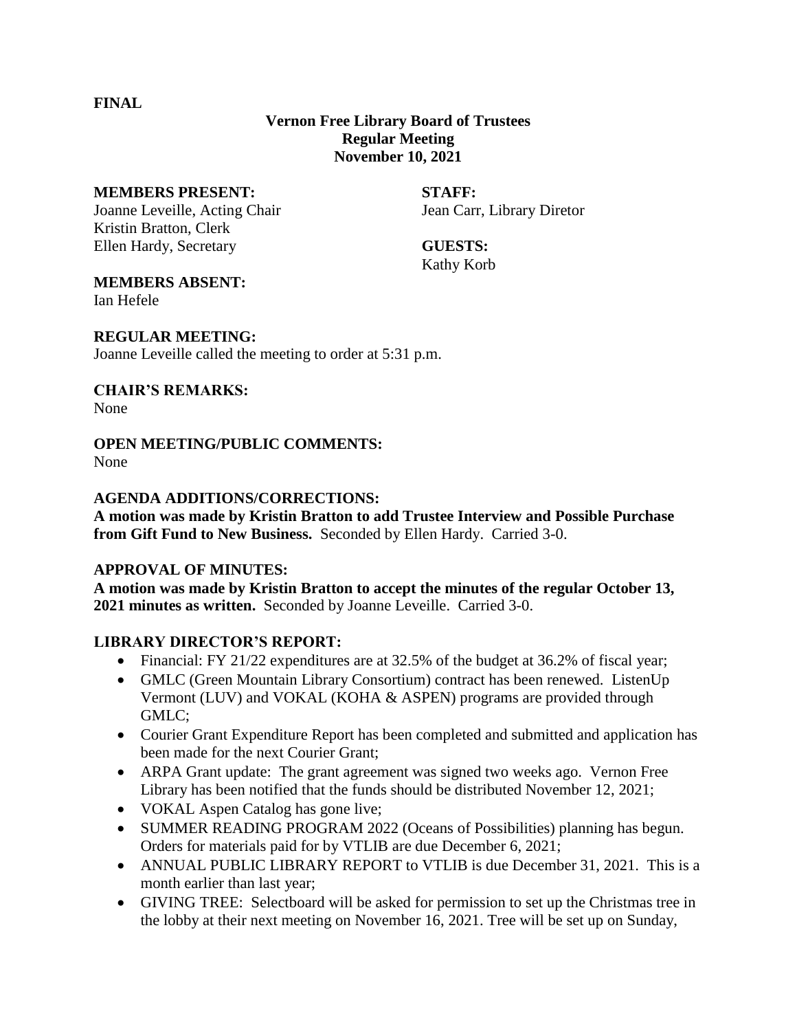**FINAL**

**Vernon Free Library Board of Trustees**
**Regular Meeting**
**November 10, 2021**

**MEMBERS PRESENT:**
Joanne Leveille, Acting Chair
Kristin Bratton, Clerk
Ellen Hardy, Secretary

**STAFF:**
Jean Carr, Library Diretor

**GUESTS:**
Kathy Korb

**MEMBERS ABSENT:**
Ian Hefele

**REGULAR MEETING:**
Joanne Leveille called the meeting to order at 5:31 p.m.

**CHAIR'S REMARKS:**
None

**OPEN MEETING/PUBLIC COMMENTS:**
None

**AGENDA ADDITIONS/CORRECTIONS:**
**A motion was made by Kristin Bratton to add Trustee Interview and Possible Purchase from Gift Fund to New Business.** Seconded by Ellen Hardy. Carried 3-0.

**APPROVAL OF MINUTES:**
**A motion was made by Kristin Bratton to accept the minutes of the regular October 13, 2021 minutes as written.** Seconded by Joanne Leveille. Carried 3-0.

**LIBRARY DIRECTOR'S REPORT:**

- Financial: FY 21/22 expenditures are at 32.5% of the budget at 36.2% of fiscal year;
- GMLC (Green Mountain Library Consortium) contract has been renewed. ListenUp Vermont (LUV) and VOKAL (KOHA & ASPEN) programs are provided through GMLC;
- Courier Grant Expenditure Report has been completed and submitted and application has been made for the next Courier Grant;
- ARPA Grant update: The grant agreement was signed two weeks ago. Vernon Free Library has been notified that the funds should be distributed November 12, 2021;
- VOKAL Aspen Catalog has gone live;
- SUMMER READING PROGRAM 2022 (Oceans of Possibilities) planning has begun. Orders for materials paid for by VTLIB are due December 6, 2021;
- ANNUAL PUBLIC LIBRARY REPORT to VTLIB is due December 31, 2021. This is a month earlier than last year;
- GIVING TREE: Selectboard will be asked for permission to set up the Christmas tree in the lobby at their next meeting on November 16, 2021. Tree will be set up on Sunday,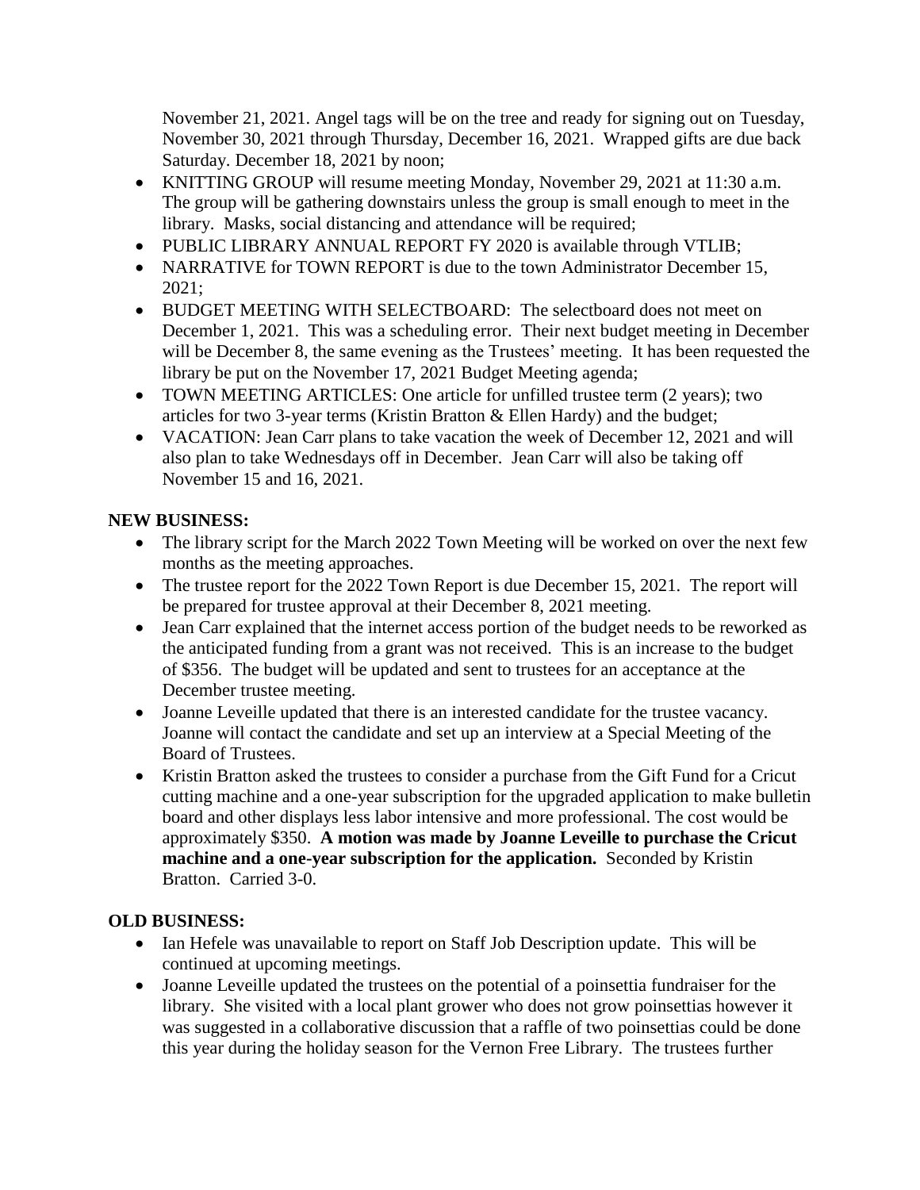November 21, 2021. Angel tags will be on the tree and ready for signing out on Tuesday, November 30, 2021 through Thursday, December 16, 2021. Wrapped gifts are due back Saturday. December 18, 2021 by noon;

- KNITTING GROUP will resume meeting Monday, November 29, 2021 at 11:30 a.m. The group will be gathering downstairs unless the group is small enough to meet in the library. Masks, social distancing and attendance will be required;
- PUBLIC LIBRARY ANNUAL REPORT FY 2020 is available through VTLIB;
- NARRATIVE for TOWN REPORT is due to the town Administrator December 15, 2021;
- BUDGET MEETING WITH SELECTBOARD: The selectboard does not meet on December 1, 2021. This was a scheduling error. Their next budget meeting in December will be December 8, the same evening as the Trustees' meeting. It has been requested the library be put on the November 17, 2021 Budget Meeting agenda;
- TOWN MEETING ARTICLES: One article for unfilled trustee term (2 years); two articles for two 3-year terms (Kristin Bratton & Ellen Hardy) and the budget;
- VACATION: Jean Carr plans to take vacation the week of December 12, 2021 and will also plan to take Wednesdays off in December. Jean Carr will also be taking off November 15 and 16, 2021.

**NEW BUSINESS:**

- The library script for the March 2022 Town Meeting will be worked on over the next few months as the meeting approaches.
- The trustee report for the 2022 Town Report is due December 15, 2021. The report will be prepared for trustee approval at their December 8, 2021 meeting.
- Jean Carr explained that the internet access portion of the budget needs to be reworked as the anticipated funding from a grant was not received. This is an increase to the budget of $356. The budget will be updated and sent to trustees for an acceptance at the December trustee meeting.
- Joanne Leveille updated that there is an interested candidate for the trustee vacancy. Joanne will contact the candidate and set up an interview at a Special Meeting of the Board of Trustees.
- Kristin Bratton asked the trustees to consider a purchase from the Gift Fund for a Cricut cutting machine and a one-year subscription for the upgraded application to make bulletin board and other displays less labor intensive and more professional. The cost would be approximately $350. **A motion was made by Joanne Leveille to purchase the Cricut machine and a one-year subscription for the application.** Seconded by Kristin Bratton. Carried 3-0.

**OLD BUSINESS:**

- Ian Hefele was unavailable to report on Staff Job Description update. This will be continued at upcoming meetings.
- Joanne Leveille updated the trustees on the potential of a poinsettia fundraiser for the library. She visited with a local plant grower who does not grow poinsettias however it was suggested in a collaborative discussion that a raffle of two poinsettias could be done this year during the holiday season for the Vernon Free Library. The trustees further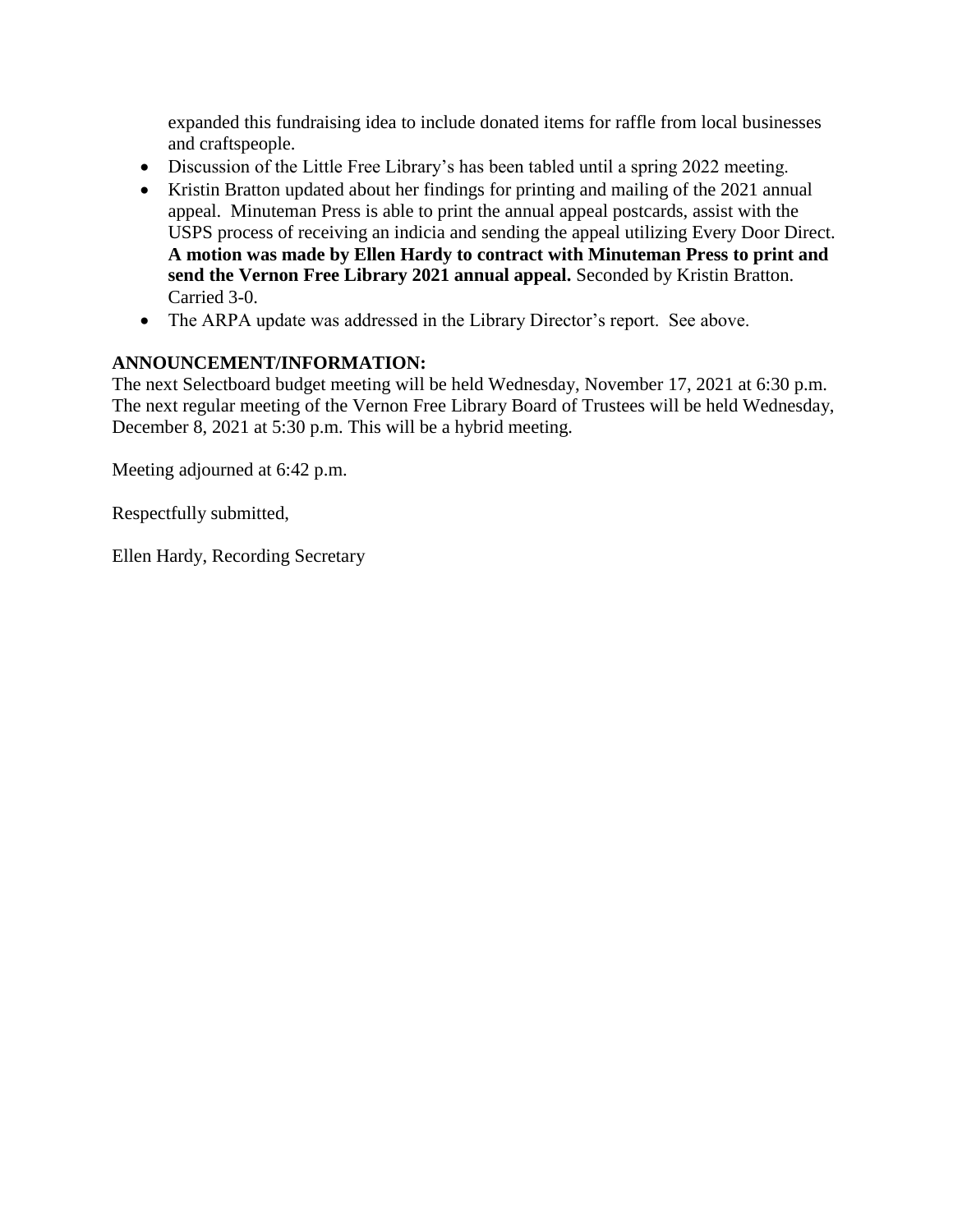expanded this fundraising idea to include donated items for raffle from local businesses and craftspeople.

- Discussion of the Little Free Library's has been tabled until a spring 2022 meeting.
- Kristin Bratton updated about her findings for printing and mailing of the 2021 annual appeal. Minuteman Press is able to print the annual appeal postcards, assist with the USPS process of receiving an indicia and sending the appeal utilizing Every Door Direct. **A motion was made by Ellen Hardy to contract with Minuteman Press to print and send the Vernon Free Library 2021 annual appeal.** Seconded by Kristin Bratton. Carried 3-0.
- The ARPA update was addressed in the Library Director's report. See above.

**ANNOUNCEMENT/INFORMATION:**

The next Selectboard budget meeting will be held Wednesday, November 17, 2021 at 6:30 p.m. The next regular meeting of the Vernon Free Library Board of Trustees will be held Wednesday, December 8, 2021 at 5:30 p.m. This will be a hybrid meeting.

Meeting adjourned at 6:42 p.m.

Respectfully submitted,

Ellen Hardy, Recording Secretary